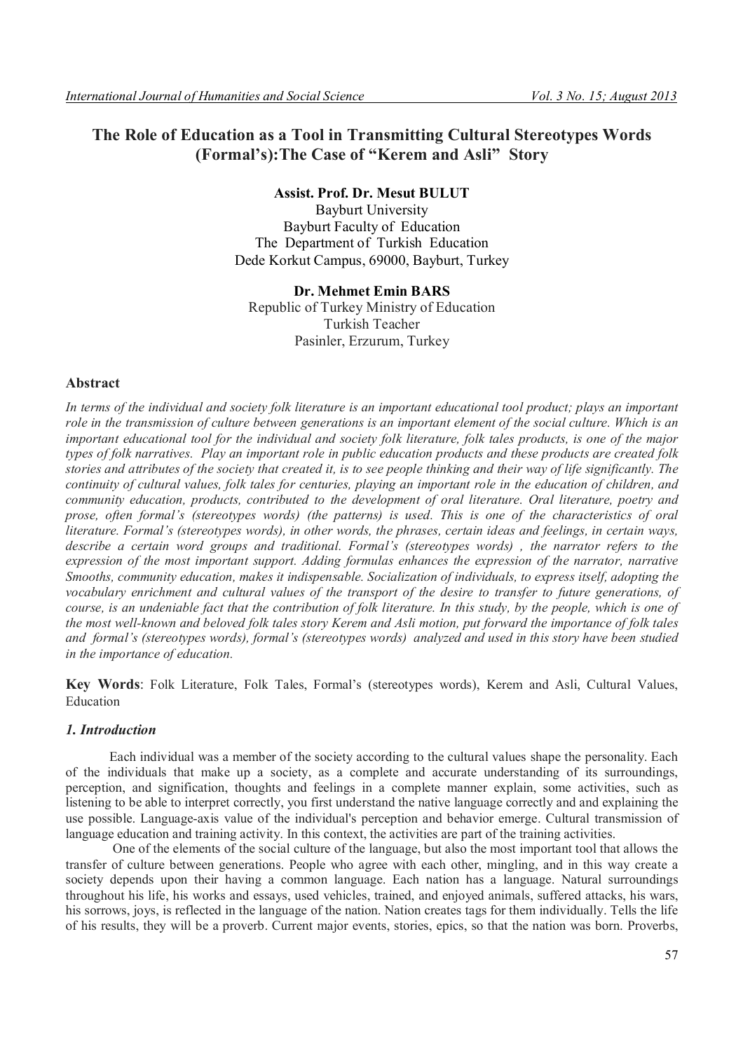# The Role of Education as a Tool in Transmitting Cultural Stereotypes Words (Formal's):The Case of "Kerem and Asli" Story

**Assist. Prof. Dr. Mesut BULUT**
Bayburt University
Bayburt Faculty of Education
The Department of Turkish Education
Dede Korkut Campus, 69000, Bayburt, Turkey

**Dr. Mehmet Emin BARS**
Republic of Turkey Ministry of Education
Turkish Teacher
Pasinler, Erzurum, Turkey

## Abstract

*In terms of the individual and society folk literature is an important educational tool product; plays an important role in the transmission of culture between generations is an important element of the social culture. Which is an important educational tool for the individual and society folk literature, folk tales products, is one of the major types of folk narratives. Play an important role in public education products and these products are created folk stories and attributes of the society that created it, is to see people thinking and their way of life significantly. The continuity of cultural values, folk tales for centuries, playing an important role in the education of children, and community education, products, contributed to the development of oral literature. Oral literature, poetry and prose, often formal's (stereotypes words) (the patterns) is used. This is one of the characteristics of oral literature. Formal's (stereotypes words), in other words, the phrases, certain ideas and feelings, in certain ways, describe a certain word groups and traditional. Formal's (stereotypes words) , the narrator refers to the expression of the most important support. Adding formulas enhances the expression of the narrator, narrative Smooths, community education, makes it indispensable. Socialization of individuals, to express itself, adopting the vocabulary enrichment and cultural values of the transport of the desire to transfer to future generations, of course, is an undeniable fact that the contribution of folk literature. In this study, by the people, which is one of the most well-known and beloved folk tales story Kerem and Asli motion, put forward the importance of folk tales and formal's (stereotypes words), formal's (stereotypes words) analyzed and used in this story have been studied in the importance of education.*

**Key Words**: Folk Literature, Folk Tales, Formal's (stereotypes words), Kerem and Asli, Cultural Values, Education

## *1. Introduction*

Each individual was a member of the society according to the cultural values shape the personality. Each of the individuals that make up a society, as a complete and accurate understanding of its surroundings, perception, and signification, thoughts and feelings in a complete manner explain, some activities, such as listening to be able to interpret correctly, you first understand the native language correctly and and explaining the use possible. Language-axis value of the individual's perception and behavior emerge. Cultural transmission of language education and training activity. In this context, the activities are part of the training activities.

One of the elements of the social culture of the language, but also the most important tool that allows the transfer of culture between generations. People who agree with each other, mingling, and in this way create a society depends upon their having a common language. Each nation has a language. Natural surroundings throughout his life, his works and essays, used vehicles, trained, and enjoyed animals, suffered attacks, his wars, his sorrows, joys, is reflected in the language of the nation. Nation creates tags for them individually. Tells the life of his results, they will be a proverb. Current major events, stories, epics, so that the nation was born. Proverbs,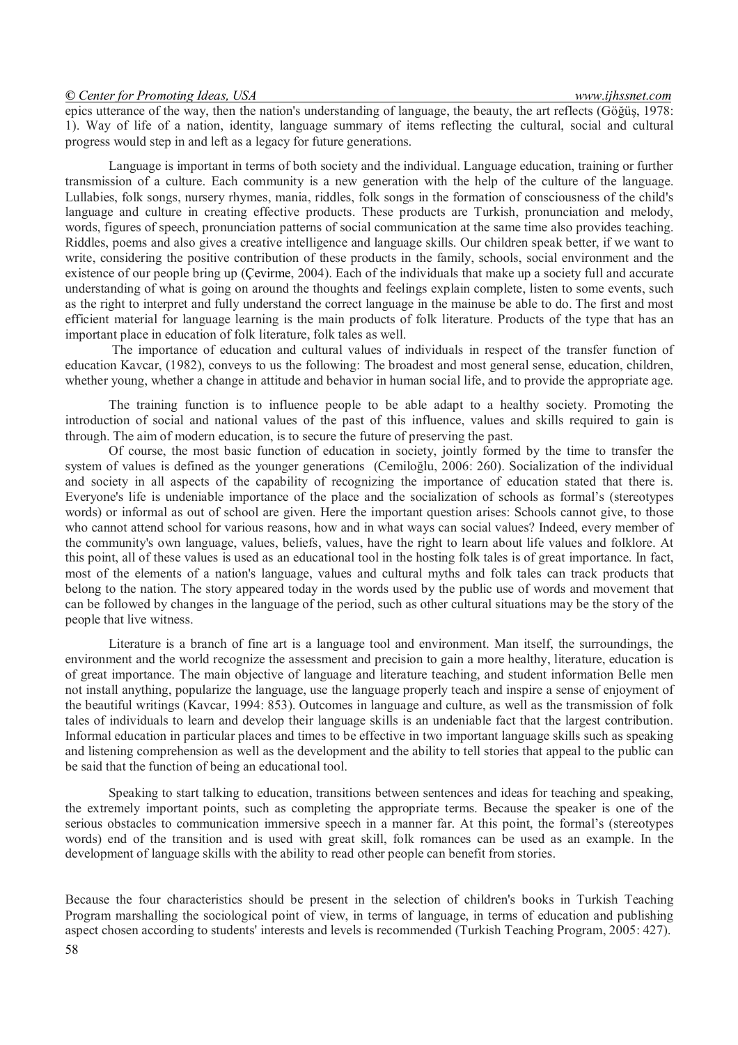epics utterance of the way, then the nation's understanding of language, the beauty, the art reflects (Göğüş, 1978: 1). Way of life of a nation, identity, language summary of items reflecting the cultural, social and cultural progress would step in and left as a legacy for future generations.

Language is important in terms of both society and the individual. Language education, training or further transmission of a culture. Each community is a new generation with the help of the culture of the language. Lullabies, folk songs, nursery rhymes, mania, riddles, folk songs in the formation of consciousness of the child's language and culture in creating effective products. These products are Turkish, pronunciation and melody, words, figures of speech, pronunciation patterns of social communication at the same time also provides teaching. Riddles, poems and also gives a creative intelligence and language skills. Our children speak better, if we want to write, considering the positive contribution of these products in the family, schools, social environment and the existence of our people bring up (Çevirme, 2004). Each of the individuals that make up a society full and accurate understanding of what is going on around the thoughts and feelings explain complete, listen to some events, such as the right to interpret and fully understand the correct language in the mainuse be able to do. The first and most efficient material for language learning is the main products of folk literature. Products of the type that has an important place in education of folk literature, folk tales as well.

The importance of education and cultural values of individuals in respect of the transfer function of education Kavcar, (1982), conveys to us the following: The broadest and most general sense, education, children, whether young, whether a change in attitude and behavior in human social life, and to provide the appropriate age.

The training function is to influence people to be able adapt to a healthy society. Promoting the introduction of social and national values of the past of this influence, values and skills required to gain is through. The aim of modern education, is to secure the future of preserving the past.

Of course, the most basic function of education in society, jointly formed by the time to transfer the system of values is defined as the younger generations (Cemiloğlu, 2006: 260). Socialization of the individual and society in all aspects of the capability of recognizing the importance of education stated that there is. Everyone's life is undeniable importance of the place and the socialization of schools as formal's (stereotypes words) or informal as out of school are given. Here the important question arises: Schools cannot give, to those who cannot attend school for various reasons, how and in what ways can social values? Indeed, every member of the community's own language, values, beliefs, values, have the right to learn about life values and folklore. At this point, all of these values is used as an educational tool in the hosting folk tales is of great importance. In fact, most of the elements of a nation's language, values and cultural myths and folk tales can track products that belong to the nation. The story appeared today in the words used by the public use of words and movement that can be followed by changes in the language of the period, such as other cultural situations may be the story of the people that live witness.

Literature is a branch of fine art is a language tool and environment. Man itself, the surroundings, the environment and the world recognize the assessment and precision to gain a more healthy, literature, education is of great importance. The main objective of language and literature teaching, and student information Belle men not install anything, popularize the language, use the language properly teach and inspire a sense of enjoyment of the beautiful writings (Kavcar, 1994: 853). Outcomes in language and culture, as well as the transmission of folk tales of individuals to learn and develop their language skills is an undeniable fact that the largest contribution. Informal education in particular places and times to be effective in two important language skills such as speaking and listening comprehension as well as the development and the ability to tell stories that appeal to the public can be said that the function of being an educational tool.

Speaking to start talking to education, transitions between sentences and ideas for teaching and speaking, the extremely important points, such as completing the appropriate terms. Because the speaker is one of the serious obstacles to communication immersive speech in a manner far. At this point, the formal's (stereotypes words) end of the transition and is used with great skill, folk romances can be used as an example. In the development of language skills with the ability to read other people can benefit from stories.

Because the four characteristics should be present in the selection of children's books in Turkish Teaching Program marshalling the sociological point of view, in terms of language, in terms of education and publishing aspect chosen according to students' interests and levels is recommended (Turkish Teaching Program, 2005: 427).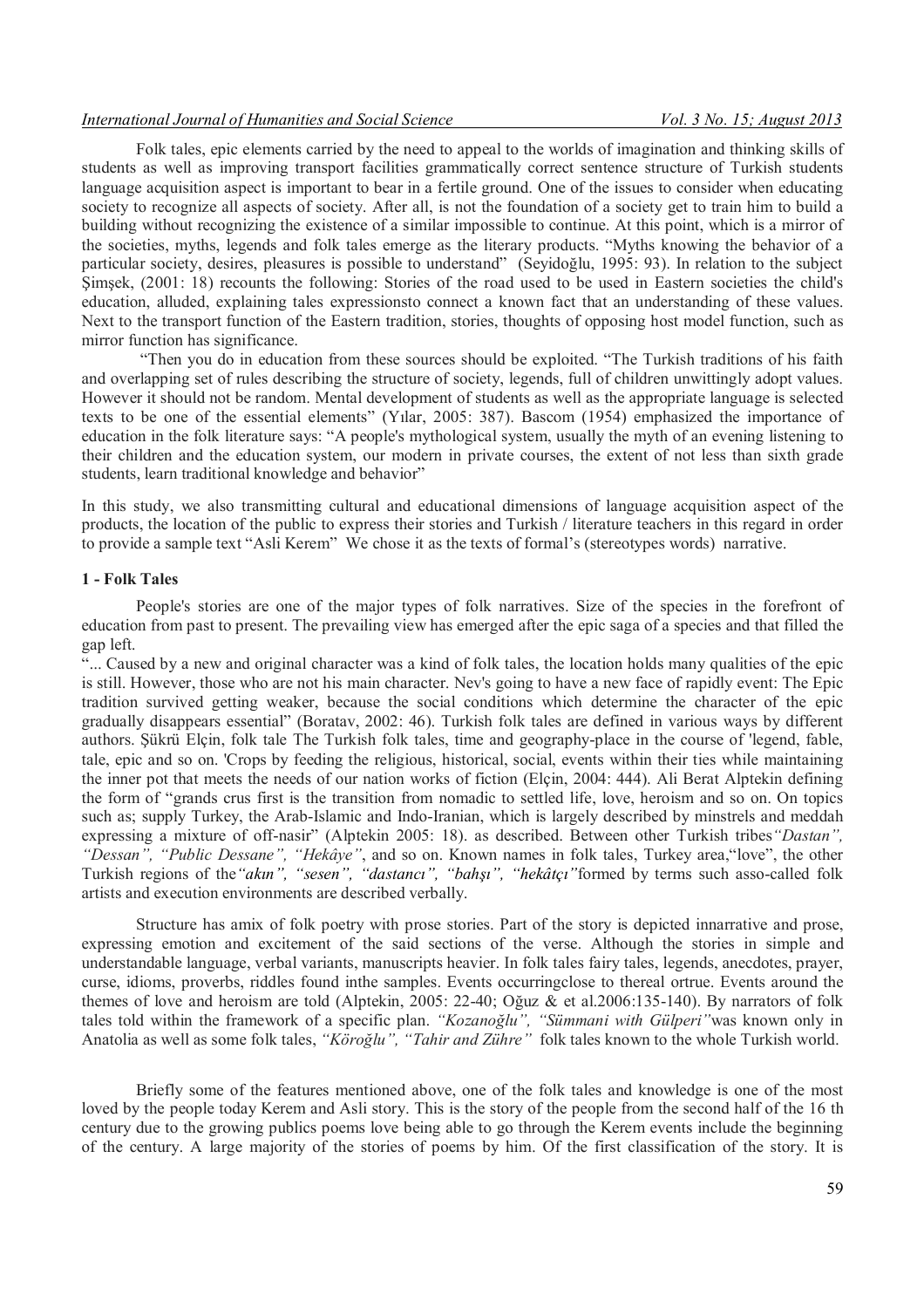Folk tales, epic elements carried by the need to appeal to the worlds of imagination and thinking skills of students as well as improving transport facilities grammatically correct sentence structure of Turkish students language acquisition aspect is important to bear in a fertile ground. One of the issues to consider when educating society to recognize all aspects of society. After all, is not the foundation of a society get to train him to build a building without recognizing the existence of a similar impossible to continue. At this point, which is a mirror of the societies, myths, legends and folk tales emerge as the literary products. "Myths knowing the behavior of a particular society, desires, pleasures is possible to understand" (Seyidoğlu, 1995: 93). In relation to the subject Şimşek, (2001: 18) recounts the following: Stories of the road used to be used in Eastern societies the child's education, alluded, explaining tales expressionsto connect a known fact that an understanding of these values. Next to the transport function of the Eastern tradition, stories, thoughts of opposing host model function, such as mirror function has significance.

"Then you do in education from these sources should be exploited. "The Turkish traditions of his faith and overlapping set of rules describing the structure of society, legends, full of children unwittingly adopt values. However it should not be random. Mental development of students as well as the appropriate language is selected texts to be one of the essential elements" (Yılar, 2005: 387). Bascom (1954) emphasized the importance of education in the folk literature says: "A people's mythological system, usually the myth of an evening listening to their children and the education system, our modern in private courses, the extent of not less than sixth grade students, learn traditional knowledge and behavior"

In this study, we also transmitting cultural and educational dimensions of language acquisition aspect of the products, the location of the public to express their stories and Turkish / literature teachers in this regard in order to provide a sample text "Asli Kerem" We chose it as the texts of formal's (stereotypes words) narrative.

## 1 - Folk Tales

People's stories are one of the major types of folk narratives. Size of the species in the forefront of education from past to present. The prevailing view has emerged after the epic saga of a species and that filled the gap left.

"... Caused by a new and original character was a kind of folk tales, the location holds many qualities of the epic is still. However, those who are not his main character. Nev's going to have a new face of rapidly event: The Epic tradition survived getting weaker, because the social conditions which determine the character of the epic gradually disappears essential" (Boratav, 2002: 46). Turkish folk tales are defined in various ways by different authors. Şükrü Elçin, folk tale The Turkish folk tales, time and geography-place in the course of 'legend, fable, tale, epic and so on. 'Crops by feeding the religious, historical, social, events within their ties while maintaining the inner pot that meets the needs of our nation works of fiction (Elçin, 2004: 444). Ali Berat Alptekin defining the form of "grands crus first is the transition from nomadic to settled life, love, heroism and so on. On topics such as; supply Turkey, the Arab-Islamic and Indo-Iranian, which is largely described by minstrels and meddah expressing a mixture of off-nasir" (Alptekin 2005: 18). as described. Between other Turkish tribes*"Dastan", "Dessan", "Public Dessane", "Hekâye"*, and so on. Known names in folk tales, Turkey area,"love", the other Turkish regions of the*"akın", "sesen", "dastancı", "bahşı", "hekâtçı"*formed by terms such asso-called folk artists and execution environments are described verbally.

Structure has amix of folk poetry with prose stories. Part of the story is depicted innarrative and prose, expressing emotion and excitement of the said sections of the verse. Although the stories in simple and understandable language, verbal variants, manuscripts heavier. In folk tales fairy tales, legends, anecdotes, prayer, curse, idioms, proverbs, riddles found inthe samples. Events occurringclose to thereal ortrue. Events around the themes of love and heroism are told (Alptekin, 2005: 22-40; Oğuz & et al.2006:135-140). By narrators of folk tales told within the framework of a specific plan. *"Kozanoğlu", "Sümmani with Gülperi"*was known only in Anatolia as well as some folk tales, *"Köroğlu", "Tahir and Zühre"* folk tales known to the whole Turkish world.

Briefly some of the features mentioned above, one of the folk tales and knowledge is one of the most loved by the people today Kerem and Asli story. This is the story of the people from the second half of the 16 th century due to the growing publics poems love being able to go through the Kerem events include the beginning of the century. A large majority of the stories of poems by him. Of the first classification of the story. It is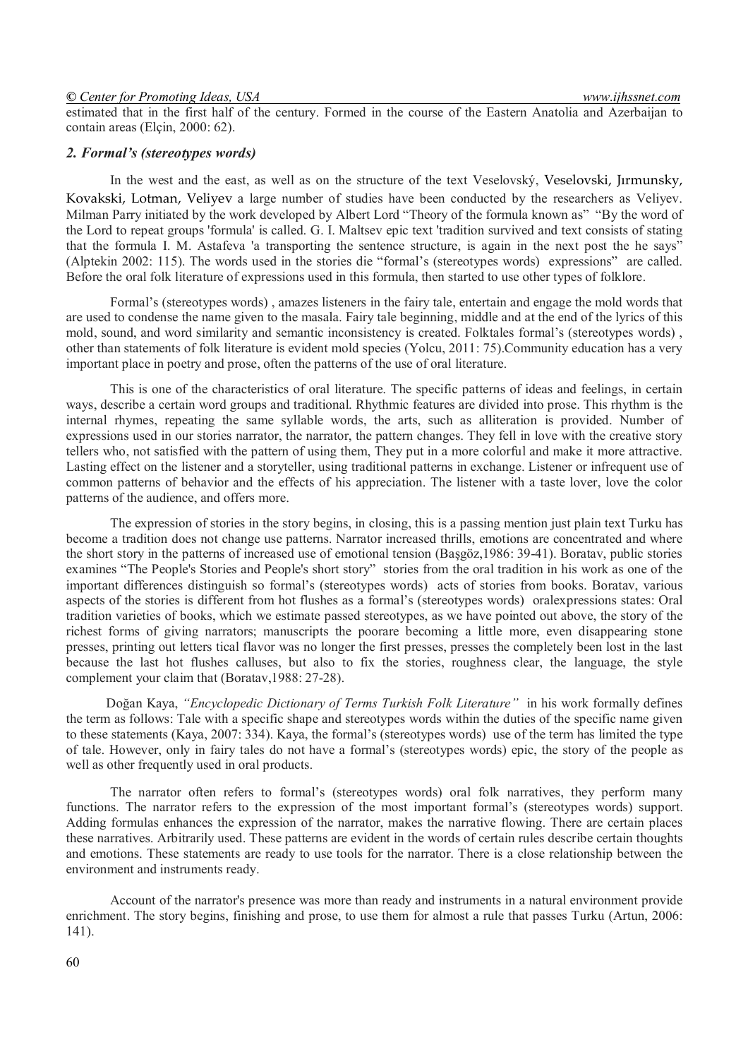estimated that in the first half of the century. Formed in the course of the Eastern Anatolia and Azerbaijan to contain areas (Elçin, 2000: 62).

### *2. Formal's (stereotypes words)*

In the west and the east, as well as on the structure of the text Veselovský, Veselovski, Jırmunsky, Kovakski, Lotman, Veliyev a large number of studies have been conducted by the researchers as Veliyev. Milman Parry initiated by the work developed by Albert Lord "Theory of the formula known as" "By the word of the Lord to repeat groups 'formula' is called. G. I. Maltsev epic text 'tradition survived and text consists of stating that the formula I. M. Astafeva 'a transporting the sentence structure, is again in the next post the he says" (Alptekin 2002: 115). The words used in the stories die "formal's (stereotypes words) expressions" are called. Before the oral folk literature of expressions used in this formula, then started to use other types of folklore.

Formal's (stereotypes words) , amazes listeners in the fairy tale, entertain and engage the mold words that are used to condense the name given to the masala. Fairy tale beginning, middle and at the end of the lyrics of this mold, sound, and word similarity and semantic inconsistency is created. Folktales formal's (stereotypes words) , other than statements of folk literature is evident mold species (Yolcu, 2011: 75).Community education has a very important place in poetry and prose, often the patterns of the use of oral literature.

This is one of the characteristics of oral literature. The specific patterns of ideas and feelings, in certain ways, describe a certain word groups and traditional. Rhythmic features are divided into prose. This rhythm is the internal rhymes, repeating the same syllable words, the arts, such as alliteration is provided. Number of expressions used in our stories narrator, the narrator, the pattern changes. They fell in love with the creative story tellers who, not satisfied with the pattern of using them, They put in a more colorful and make it more attractive. Lasting effect on the listener and a storyteller, using traditional patterns in exchange. Listener or infrequent use of common patterns of behavior and the effects of his appreciation. The listener with a taste lover, love the color patterns of the audience, and offers more.

The expression of stories in the story begins, in closing, this is a passing mention just plain text Turku has become a tradition does not change use patterns. Narrator increased thrills, emotions are concentrated and where the short story in the patterns of increased use of emotional tension (Başgöz,1986: 39-41). Boratav, public stories examines "The People's Stories and People's short story" stories from the oral tradition in his work as one of the important differences distinguish so formal's (stereotypes words) acts of stories from books. Boratav, various aspects of the stories is different from hot flushes as a formal's (stereotypes words) oralexpressions states: Oral tradition varieties of books, which we estimate passed stereotypes, as we have pointed out above, the story of the richest forms of giving narrators; manuscripts the poorare becoming a little more, even disappearing stone presses, printing out letters tical flavor was no longer the first presses, presses the completely been lost in the last because the last hot flushes calluses, but also to fix the stories, roughness clear, the language, the style complement your claim that (Boratav,1988: 27-28).

Doğan Kaya, *"Encyclopedic Dictionary of Terms Turkish Folk Literature"* in his work formally defines the term as follows: Tale with a specific shape and stereotypes words within the duties of the specific name given to these statements (Kaya, 2007: 334). Kaya, the formal's (stereotypes words) use of the term has limited the type of tale. However, only in fairy tales do not have a formal's (stereotypes words) epic, the story of the people as well as other frequently used in oral products.

The narrator often refers to formal's (stereotypes words) oral folk narratives, they perform many functions. The narrator refers to the expression of the most important formal's (stereotypes words) support. Adding formulas enhances the expression of the narrator, makes the narrative flowing. There are certain places these narratives. Arbitrarily used. These patterns are evident in the words of certain rules describe certain thoughts and emotions. These statements are ready to use tools for the narrator. There is a close relationship between the environment and instruments ready.

Account of the narrator's presence was more than ready and instruments in a natural environment provide enrichment. The story begins, finishing and prose, to use them for almost a rule that passes Turku (Artun, 2006: 141).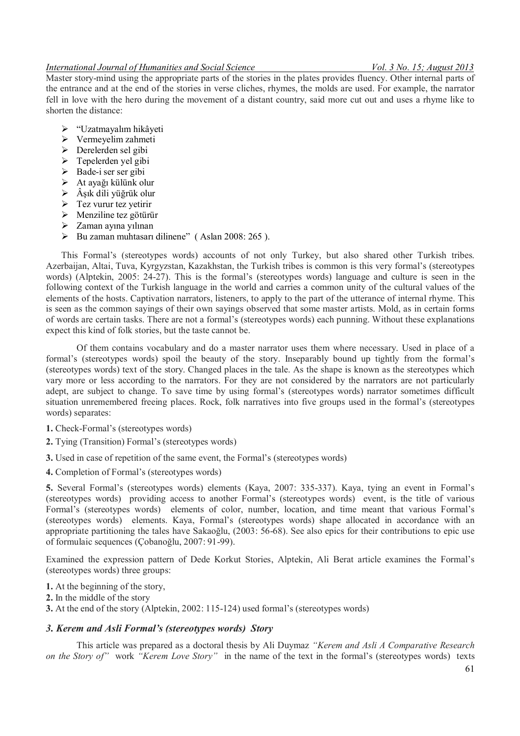Master story-mind using the appropriate parts of the stories in the plates provides fluency. Other internal parts of the entrance and at the end of the stories in verse cliches, rhymes, the molds are used. For example, the narrator fell in love with the hero during the movement of a distant country, said more cut out and uses a rhyme like to shorten the distance:

- "Uzatmayalım hikâyeti
- Vermeyelim zahmeti
- Derelerden sel gibi
- Tepelerden yel gibi
- Bade-i ser ser gibi
- At ayağı külünk olur
- Âşık dili yüğrük olur
- Tez vurur tez yetirir
- Menziline tez götürür
- Zaman ayına yılınan
- Bu zaman muhtasarı dilinene" ( Aslan 2008: 265 ).

This Formal's (stereotypes words) accounts of not only Turkey, but also shared other Turkish tribes. Azerbaijan, Altai, Tuva, Kyrgyzstan, Kazakhstan, the Turkish tribes is common is this very formal's (stereotypes words) (Alptekin, 2005: 24-27). This is the formal's (stereotypes words) language and culture is seen in the following context of the Turkish language in the world and carries a common unity of the cultural values of the elements of the hosts. Captivation narrators, listeners, to apply to the part of the utterance of internal rhyme. This is seen as the common sayings of their own sayings observed that some master artists. Mold, as in certain forms of words are certain tasks. There are not a formal's (stereotypes words) each punning. Without these explanations expect this kind of folk stories, but the taste cannot be.

Of them contains vocabulary and do a master narrator uses them where necessary. Used in place of a formal's (stereotypes words) spoil the beauty of the story. Inseparably bound up tightly from the formal's (stereotypes words) text of the story. Changed places in the tale. As the shape is known as the stereotypes which vary more or less according to the narrators. For they are not considered by the narrators are not particularly adept, are subject to change. To save time by using formal's (stereotypes words) narrator sometimes difficult situation unremembered freeing places. Rock, folk narratives into five groups used in the formal's (stereotypes words) separates:

**1.** Check-Formal's (stereotypes words)

**2.** Tying (Transition) Formal's (stereotypes words)

**3.** Used in case of repetition of the same event, the Formal's (stereotypes words)

**4.** Completion of Formal's (stereotypes words)

**5.** Several Formal's (stereotypes words) elements (Kaya, 2007: 335-337). Kaya, tying an event in Formal's (stereotypes words) providing access to another Formal's (stereotypes words) event, is the title of various Formal's (stereotypes words) elements of color, number, location, and time meant that various Formal's (stereotypes words) elements. Kaya, Formal's (stereotypes words) shape allocated in accordance with an appropriate partitioning the tales have Sakaoğlu, (2003: 56-68). See also epics for their contributions to epic use of formulaic sequences (Çobanoğlu, 2007: 91-99).

Examined the expression pattern of Dede Korkut Stories, Alptekin, Ali Berat article examines the Formal's (stereotypes words) three groups:

**1.** At the beginning of the story,
**2.** In the middle of the story
**3.** At the end of the story (Alptekin, 2002: 115-124) used formal's (stereotypes words)

### *3. Kerem and Asli Formal's (stereotypes words) Story*

This article was prepared as a doctoral thesis by Ali Duymaz *"Kerem and Asli A Comparative Research on the Story of"* work *"Kerem Love Story"* in the name of the text in the formal's (stereotypes words) texts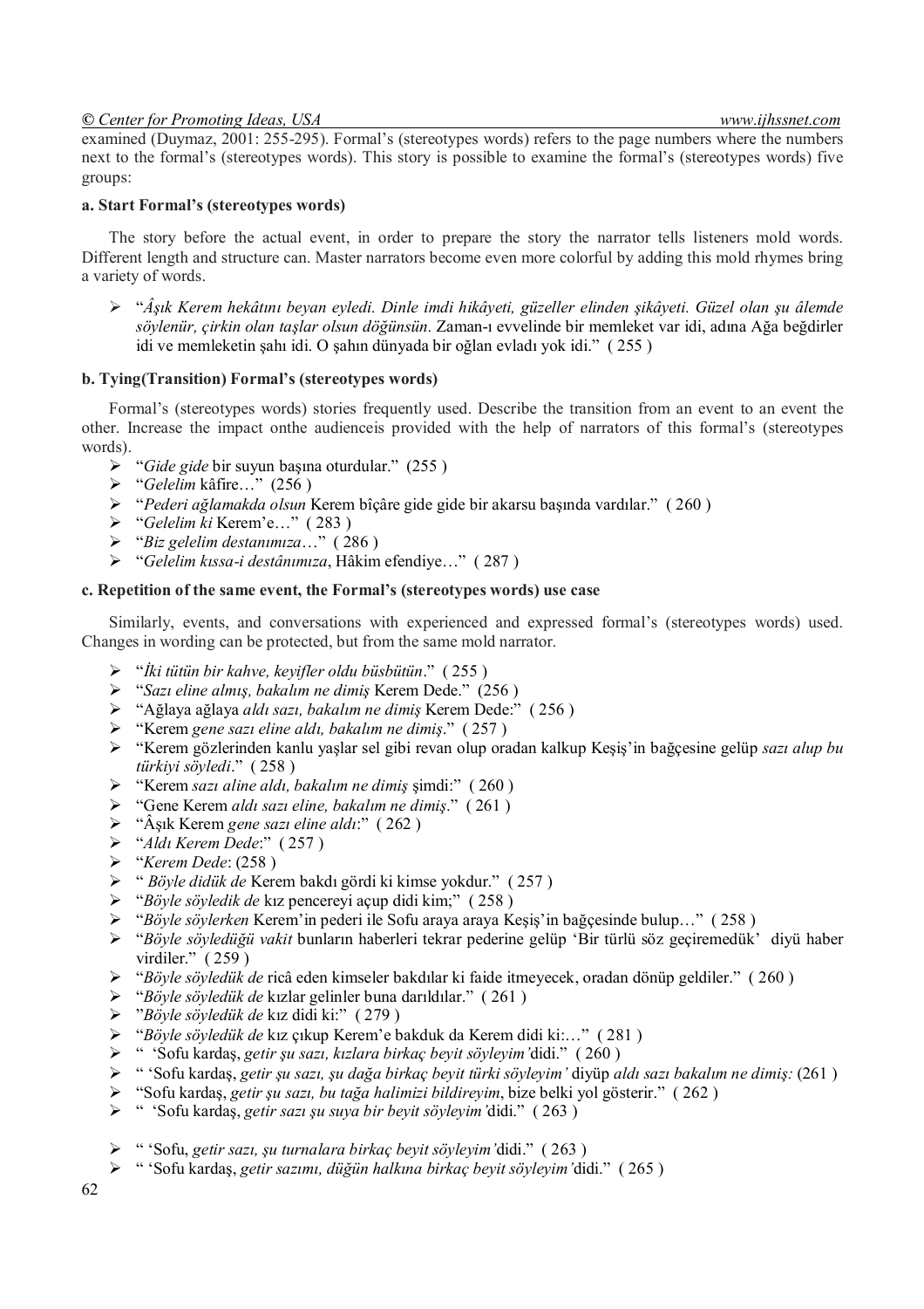examined (Duymaz, 2001: 255-295). Formal's (stereotypes words) refers to the page numbers where the numbers next to the formal's (stereotypes words). This story is possible to examine the formal's (stereotypes words) five groups:

### a. Start Formal's (stereotypes words)

The story before the actual event, in order to prepare the story the narrator tells listeners mold words. Different length and structure can. Master narrators become even more colorful by adding this mold rhymes bring a variety of words.

- "*Âşık Kerem hekâtını beyan eyledi. Dinle imdi hikâyeti, güzeller elinden şikâyeti. Güzel olan şu âlemde söylenür, çirkin olan taşlar olsun döğünsün*. Zaman-ı evvelinde bir memleket var idi, adına Ağa beğdirler idi ve memleketin şahı idi. O şahın dünyada bir oğlan evladı yok idi." ( 255 )

### b. Tying(Transition) Formal's (stereotypes words)

Formal's (stereotypes words) stories frequently used. Describe the transition from an event to an event the other. Increase the impact onthe audienceis provided with the help of narrators of this formal's (stereotypes words).

- "*Gide gide* bir suyun başına oturdular." (255 )
- "*Gelelim* kâfire…" (256 )
- "*Pederi ağlamakda olsun* Kerem bîçâre gide gide bir akarsu başında vardılar." ( 260 )
- "*Gelelim ki* Kerem'e…" ( 283 )
- "*Biz gelelim destanımıza*…" ( 286 )
- "*Gelelim kıssa-i destânımıza*, Hâkim efendiye…" ( 287 )

### c. Repetition of the same event, the Formal's (stereotypes words) use case

Similarly, events, and conversations with experienced and expressed formal's (stereotypes words) used. Changes in wording can be protected, but from the same mold narrator.

- "*İki tütün bir kahve, keyifler oldu büsbütün*." ( 255 )
- "*Sazı eline almış, bakalım ne dimiş* Kerem Dede." (256 )
- "Ağlaya ağlaya *aldı sazı, bakalım ne dimiş* Kerem Dede:" ( 256 )
- "Kerem *gene sazı eline aldı, bakalım ne dimiş*." ( 257 )
- "Kerem gözlerinden kanlu yaşlar sel gibi revan olup oradan kalkup Keşiş'in bağçesine gelüp *sazı alup bu türkiyi söyledi*." ( 258 )
- "Kerem *sazı aline aldı, bakalım ne dimiş* şimdi:" ( 260 )
- "Gene Kerem *aldı sazı eline, bakalım ne dimiş*." ( 261 )
- "Âşık Kerem *gene sazı eline aldı*:" ( 262 )
- "*Aldı Kerem Dede*:" ( 257 )
- "*Kerem Dede*: (258 )
- " *Böyle didük de* Kerem bakdı gördi ki kimse yokdur." ( 257 )
- "*Böyle söyledik de* kız pencereyi açup didi kim;" ( 258 )
- "*Böyle söylerken* Kerem'in pederi ile Sofu araya araya Keşiş'in bağçesinde bulup…" ( 258 )
- "*Böyle söyledüğü vakit* bunların haberleri tekrar pederine gelüp 'Bir türlü söz geçiremedük' diyü haber virdiler." ( 259 )
- "*Böyle söyledük de* ricâ eden kimseler bakdılar ki faide itmeyecek, oradan dönüp geldiler." ( 260 )
- "*Böyle söyledük de* kızlar gelinler buna darıldılar." ( 261 )
- "*Böyle söyledük de* kız didi ki:" ( 279 )
- "*Böyle söyledük de* kız çıkup Kerem'e bakduk da Kerem didi ki:…" ( 281 )
- " 'Sofu kardaş, *getir şu sazı, kızlara birkaç beyit söyleyim'*didi." ( 260 )
- " 'Sofu kardaş, *getir şu sazı, şu dağa birkaç beyit türki söyleyim'* diyüp *aldı sazı bakalım ne dimiş:* (261 )
- "Sofu kardaş, *getir şu sazı, bu tağa halimizi bildireyim*, bize belki yol gösterir." ( 262 )
- " 'Sofu kardaş, *getir sazı şu suya bir beyit söyleyim'*didi." ( 263 )
- " 'Sofu, *getir sazı, şu turnalara birkaç beyit söyleyim'*didi." ( 263 )
- " 'Sofu kardaş, *getir sazımı, düğün halkına birkaç beyit söyleyim'*didi." ( 265 )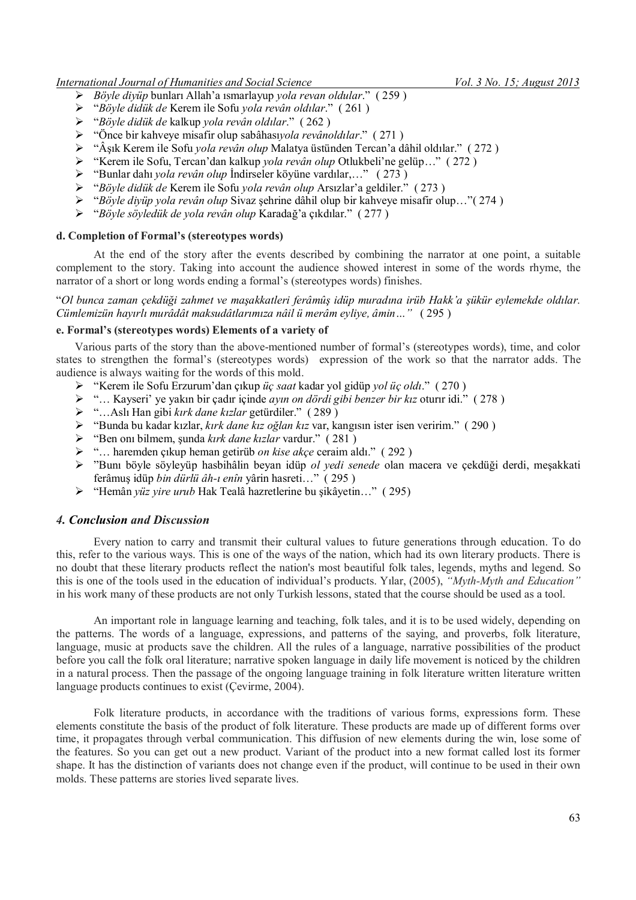- *Böyle diyüp* bunları Allah'a ısmarlayup *yola revan oldular*." ( 259 )
- "*Böyle didük de* Kerem ile Sofu *yola revân oldılar*." ( 261 )
- "*Böyle didük de* kalkup *yola revân oldılar*." ( 262 )
- "Önce bir kahveye misafir olup sabâhası*yola revânoldılar*." ( 271 )
- "Âşık Kerem ile Sofu *yola revân olup* Malatya üstünden Tercan'a dâhil oldılar." ( 272 )
- "Kerem ile Sofu, Tercan'dan kalkup *yola revân olup* Otlukbeli'ne gelüp…" ( 272 )
- "Bunlar dahı *yola revân olup* İndirseler köyüne vardılar,…" ( 273 )
- "*Böyle didük de* Kerem ile Sofu *yola revân olup* Arsızlar'a geldiler." ( 273 )
- "*Böyle diyüp yola revân olup* Sivaz şehrine dâhil olup bir kahveye misafir olup…"( 274 )
- "*Böyle söyledük de yola revân olup* Karadağ'a çıkdılar." ( 277 )

#### d. Completion of Formal's (stereotypes words)

At the end of the story after the events described by combining the narrator at one point, a suitable complement to the story. Taking into account the audience showed interest in some of the words rhyme, the narrator of a short or long words ending a formal's (stereotypes words) finishes.

"*Ol bunca zaman çekdüği zahmet ve maşakkatleri ferâmûş idüp muradına irüb Hakk'a şükür eylemekde oldılar. Cümlemizün hayırlı murâdât maksudâtlarımıza nâil ü merâm eyliye, âmin…"* ( 295 )

#### e. Formal's (stereotypes words) Elements of a variety of

Various parts of the story than the above-mentioned number of formal's (stereotypes words), time, and color states to strengthen the formal's (stereotypes words) expression of the work so that the narrator adds. The audience is always waiting for the words of this mold.

- "Kerem ile Sofu Erzurum'dan çıkup *üç saat* kadar yol gidüp *yol üç oldı*." ( 270 )
- "… Kayseri' ye yakın bir çadır içinde *ayın on dördi gibi benzer bir kız* oturır idi." ( 278 )
- "…Aslı Han gibi *kırk dane kızlar* getürdiler." ( 289 )
- "Bunda bu kadar kızlar, *kırk dane kız oğlan kız* var, kangısın ister isen veririm." ( 290 )
- "Ben onı bilmem, şunda *kırk dane kızlar* vardur." ( 281 )
- "… haremden çıkup heman getirüb *on kise akçe* ceraim aldı." ( 292 )
- "Bunı böyle söyleyüp hasbihâlin beyan idüp *ol yedi senede* olan macera ve çekdüği derdi, meşakkati ferâmuş idüp *bin dürlü âh-ı enîn* yârin hasreti…" ( 295 )
- "Hemân *yüz yire urub* Hak Tealâ hazretlerine bu şikâyetin…" ( 295)

### *4. Conclusion and Discussion*

Every nation to carry and transmit their cultural values to future generations through education. To do this, refer to the various ways. This is one of the ways of the nation, which had its own literary products. There is no doubt that these literary products reflect the nation's most beautiful folk tales, legends, myths and legend. So this is one of the tools used in the education of individual's products. Yılar, (2005), *"Myth-Myth and Education"* in his work many of these products are not only Turkish lessons, stated that the course should be used as a tool.

An important role in language learning and teaching, folk tales, and it is to be used widely, depending on the patterns. The words of a language, expressions, and patterns of the saying, and proverbs, folk literature, language, music at products save the children. All the rules of a language, narrative possibilities of the product before you call the folk oral literature; narrative spoken language in daily life movement is noticed by the children in a natural process. Then the passage of the ongoing language training in folk literature written literature written language products continues to exist (Çevirme, 2004).

Folk literature products, in accordance with the traditions of various forms, expressions form. These elements constitute the basis of the product of folk literature. These products are made up of different forms over time, it propagates through verbal communication. This diffusion of new elements during the win, lose some of the features. So you can get out a new product. Variant of the product into a new format called lost its former shape. It has the distinction of variants does not change even if the product, will continue to be used in their own molds. These patterns are stories lived separate lives.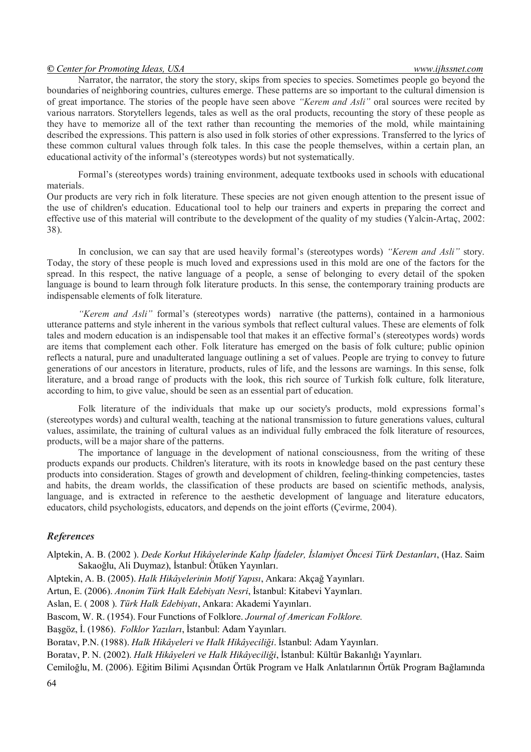Narrator, the narrator, the story the story, skips from species to species. Sometimes people go beyond the boundaries of neighboring countries, cultures emerge. These patterns are so important to the cultural dimension is of great importance. The stories of the people have seen above *"Kerem and Asli"* oral sources were recited by various narrators. Storytellers legends, tales as well as the oral products, recounting the story of these people as they have to memorize all of the text rather than recounting the memories of the mold, while maintaining described the expressions. This pattern is also used in folk stories of other expressions. Transferred to the lyrics of these common cultural values through folk tales. In this case the people themselves, within a certain plan, an educational activity of the informal's (stereotypes words) but not systematically.

Formal's (stereotypes words) training environment, adequate textbooks used in schools with educational materials.

Our products are very rich in folk literature. These species are not given enough attention to the present issue of the use of children's education. Educational tool to help our trainers and experts in preparing the correct and effective use of this material will contribute to the development of the quality of my studies (Yalcin-Artaç, 2002: 38).

In conclusion, we can say that are used heavily formal's (stereotypes words) *"Kerem and Asli"* story. Today, the story of these people is much loved and expressions used in this mold are one of the factors for the spread. In this respect, the native language of a people, a sense of belonging to every detail of the spoken language is bound to learn through folk literature products. In this sense, the contemporary training products are indispensable elements of folk literature.

*"Kerem and Asli"* formal's (stereotypes words) narrative (the patterns), contained in a harmonious utterance patterns and style inherent in the various symbols that reflect cultural values. These are elements of folk tales and modern education is an indispensable tool that makes it an effective formal's (stereotypes words) words are items that complement each other. Folk literature has emerged on the basis of folk culture; public opinion reflects a natural, pure and unadulterated language outlining a set of values. People are trying to convey to future generations of our ancestors in literature, products, rules of life, and the lessons are warnings. In this sense, folk literature, and a broad range of products with the look, this rich source of Turkish folk culture, folk literature, according to him, to give value, should be seen as an essential part of education.

Folk literature of the individuals that make up our society's products, mold expressions formal's (stereotypes words) and cultural wealth, teaching at the national transmission to future generations values, cultural values, assimilate, the training of cultural values as an individual fully embraced the folk literature of resources, products, will be a major share of the patterns.

The importance of language in the development of national consciousness, from the writing of these products expands our products. Children's literature, with its roots in knowledge based on the past century these products into consideration. Stages of growth and development of children, feeling-thinking competencies, tastes and habits, the dream worlds, the classification of these products are based on scientific methods, analysis, language, and is extracted in reference to the aesthetic development of language and literature educators, educators, child psychologists, educators, and depends on the joint efforts (Çevirme, 2004).

## References

Alptekin, A. B. (2002 ). *Dede Korkut Hikâyelerinde Kalıp İfadeler, İslamiyet Öncesi Türk Destanları*, (Haz. Saim Sakaoğlu, Ali Duymaz), İstanbul: Ötüken Yayınları.

Alptekin, A. B. (2005). *Halk Hikâyelerinin Motif Yapısı*, Ankara: Akçağ Yayınları.

Artun, E. (2006). *Anonim Türk Halk Edebiyatı Nesri*, İstanbul: Kitabevi Yayınları.

Aslan, E. ( 2008 ). *Türk Halk Edebiyatı*, Ankara: Akademi Yayınları.

Bascom, W. R. (1954). Four Functions of Folklore. *Journal of American Folklore.*

Başgöz, İ. (1986). *Folklor Yazıları*, İstanbul: Adam Yayınları.

Boratav, P.N. (1988). *Halk Hikâyeleri ve Halk Hikâyeciliği*. İstanbul: Adam Yayınları.

Boratav, P. N. (2002). *Halk Hikâyeleri ve Halk Hikâyeciliği*, İstanbul: Kültür Bakanlığı Yayınları.

Cemiloğlu, M. (2006). Eğitim Bilimi Açısından Örtük Program ve Halk Anlatılarının Örtük Program Bağlamında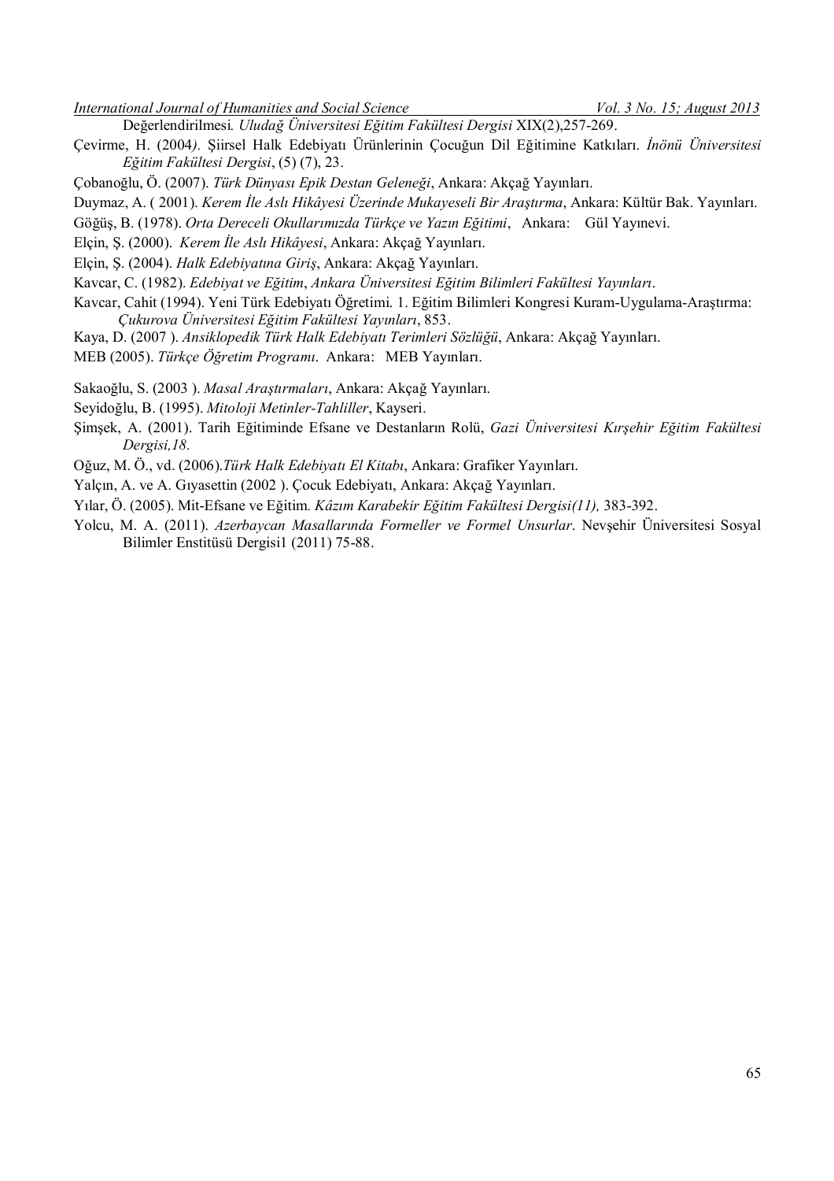Değerlendirilmesi. *Uludağ Üniversitesi Eğitim Fakültesi Dergisi* XIX(2),257-269.

Çevirme, H. (2004*)*. Şiirsel Halk Edebiyatı Ürünlerinin Çocuğun Dil Eğitimine Katkıları. *İnönü Üniversitesi Eğitim Fakültesi Dergisi*, (5) (7), 23.

Çobanoğlu, Ö. (2007). *Türk Dünyası Epik Destan Geleneği*, Ankara: Akçağ Yayınları.

Duymaz, A. ( 2001). *Kerem İle Aslı Hikâyesi Üzerinde Mukayeseli Bir Araştırma*, Ankara: Kültür Bak. Yayınları.

Göğüş, B. (1978). *Orta Dereceli Okullarımızda Türkçe ve Yazın Eğitimi*, Ankara: Gül Yayınevi.

Elçin, Ş. (2000). *Kerem İle Aslı Hikâyesi*, Ankara: Akçağ Yayınları.

Elçin, Ş. (2004). *Halk Edebiyatına Giriş*, Ankara: Akçağ Yayınları.

Kavcar, C. (1982). *Edebiyat ve Eğitim*, *Ankara Üniversitesi Eğitim Bilimleri Fakültesi Yayınları*.

Kavcar, Cahit (1994). Yeni Türk Edebiyatı Öğretimi. 1. Eğitim Bilimleri Kongresi Kuram-Uygulama-Araştırma: *Çukurova Üniversitesi Eğitim Fakültesi Yayınları*, 853.

Kaya, D. (2007 ). *Ansiklopedik Türk Halk Edebiyatı Terimleri Sözlüğü*, Ankara: Akçağ Yayınları.

MEB (2005). *Türkçe Öğretim Programı*. Ankara: MEB Yayınları.

Sakaoğlu, S. (2003 ). *Masal Araştırmaları*, Ankara: Akçağ Yayınları.

Seyidoğlu, B. (1995). *Mitoloji Metinler-Tahliller*, Kayseri.

Şimşek, A. (2001). Tarih Eğitiminde Efsane ve Destanların Rolü, *Gazi Üniversitesi Kırşehir Eğitim Fakültesi Dergisi,18.*

Oğuz, M. Ö., vd. (2006).*Türk Halk Edebiyatı El Kitabı*, Ankara: Grafiker Yayınları.

Yalçın, A. ve A. Gıyasettin (2002 ). Çocuk Edebiyatı, Ankara: Akçağ Yayınları.

Yılar, Ö. (2005). Mit-Efsane ve Eğitim. *Kâzım Karabekir Eğitim Fakültesi Dergisi(11),* 383-392.

Yolcu, M. A. (2011). *Azerbaycan Masallarında Formeller ve Formel Unsurlar*. Nevşehir Üniversitesi Sosyal Bilimler Enstitüsü Dergisi1 (2011) 75-88.